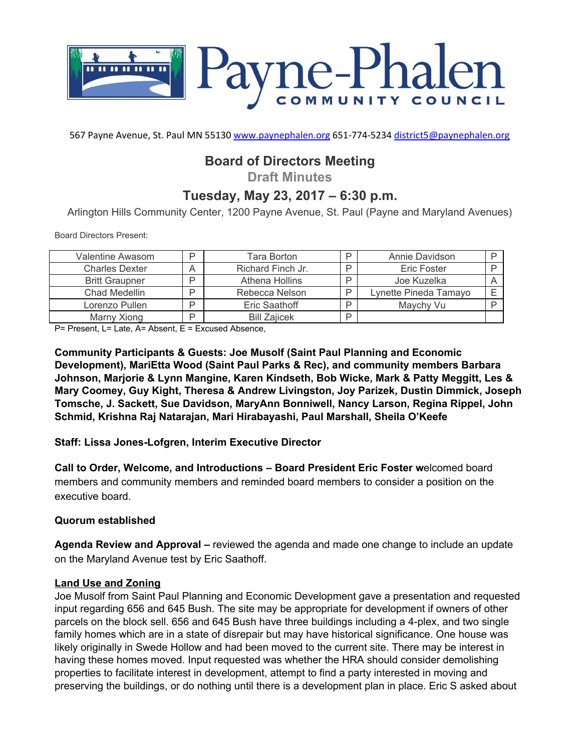# Payne-Phalen COMMUNITY COUNCIL

567 Payne Avenue, St. Paul MN 55130 www.paynephalen.org 651-774-5234 district5@paynephalen.org

## Board of Directors Meeting

### Draft Minutes

## Tuesday, May 23, 2017 – 6:30 p.m.

Arlington Hills Community Center, 1200 Payne Avenue, St. Paul (Payne and Maryland Avenues)

Board Directors Present:

| | | | | | |
|---|---|---|---|---|---|
| Valentine Awasom | P | Tara Borton | P | Annie Davidson | P |
| Charles Dexter | A | Richard Finch Jr. | P | Eric Foster | P |
| Britt Graupner | P | Athena Hollins | P | Joe Kuzelka | A |
| Chad Medellin | P | Rebecca Nelson | P | Lynette Pineda Tamayo | E |
| Lorenzo Pullen | P | Eric Saathoff | P | Maychy Vu | P |
| Marny Xiong | P | Bill Zajicek | P | | |

P= Present, L= Late, A= Absent, E = Excused Absence,

**Community Participants & Guests: Joe Musolf (Saint Paul Planning and Economic Development), MariEtta Wood (Saint Paul Parks & Rec), and community members Barbara Johnson, Marjorie & Lynn Mangine, Karen Kindseth, Bob Wicke, Mark & Patty Meggitt, Les & Mary Coomey, Guy Kight, Theresa & Andrew Livingston, Joy Parizek, Dustin Dimmick, Joseph Tomsche, J. Sackett, Sue Davidson, MaryAnn Bonniwell, Nancy Larson, Regina Rippel, John Schmid, Krishna Raj Natarajan, Mari Hirabayashi, Paul Marshall, Sheila O'Keefe**

**Staff: Lissa Jones-Lofgren, Interim Executive Director**

**Call to Order, Welcome, and Introductions – Board President Eric Foster w**elcomed board members and community members and reminded board members to consider a position on the executive board.

**Quorum established**

**Agenda Review and Approval –** reviewed the agenda and made one change to include an update on the Maryland Avenue test by Eric Saathoff.

**Land Use and Zoning**

Joe Musolf from Saint Paul Planning and Economic Development gave a presentation and requested input regarding 656 and 645 Bush. The site may be appropriate for development if owners of other parcels on the block sell. 656 and 645 Bush have three buildings including a 4-plex, and two single family homes which are in a state of disrepair but may have historical significance. One house was likely originally in Swede Hollow and had been moved to the current site. There may be interest in having these homes moved. Input requested was whether the HRA should consider demolishing properties to facilitate interest in development, attempt to find a party interested in moving and preserving the buildings, or do nothing until there is a development plan in place. Eric S asked about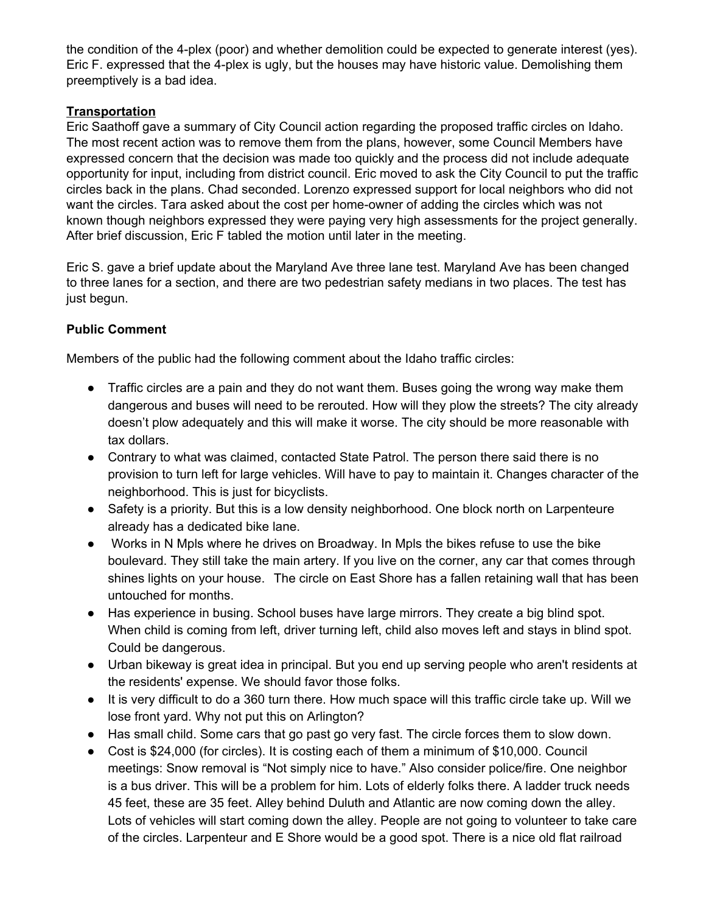the condition of the 4-plex (poor) and whether demolition could be expected to generate interest (yes). Eric F. expressed that the 4-plex is ugly, but the houses may have historic value. Demolishing them preemptively is a bad idea.

**Transportation**

Eric Saathoff gave a summary of City Council action regarding the proposed traffic circles on Idaho. The most recent action was to remove them from the plans, however, some Council Members have expressed concern that the decision was made too quickly and the process did not include adequate opportunity for input, including from district council. Eric moved to ask the City Council to put the traffic circles back in the plans. Chad seconded. Lorenzo expressed support for local neighbors who did not want the circles. Tara asked about the cost per home-owner of adding the circles which was not known though neighbors expressed they were paying very high assessments for the project generally. After brief discussion, Eric F tabled the motion until later in the meeting.

Eric S. gave a brief update about the Maryland Ave three lane test. Maryland Ave has been changed to three lanes for a section, and there are two pedestrian safety medians in two places. The test has just begun.

**Public Comment**

Members of the public had the following comment about the Idaho traffic circles:

- Traffic circles are a pain and they do not want them. Buses going the wrong way make them dangerous and buses will need to be rerouted. How will they plow the streets? The city already doesn't plow adequately and this will make it worse. The city should be more reasonable with tax dollars.
- Contrary to what was claimed, contacted State Patrol. The person there said there is no provision to turn left for large vehicles. Will have to pay to maintain it. Changes character of the neighborhood. This is just for bicyclists.
- Safety is a priority. But this is a low density neighborhood. One block north on Larpenteure already has a dedicated bike lane.
- Works in N Mpls where he drives on Broadway. In Mpls the bikes refuse to use the bike boulevard. They still take the main artery. If you live on the corner, any car that comes through shines lights on your house. The circle on East Shore has a fallen retaining wall that has been untouched for months.
- Has experience in busing. School buses have large mirrors. They create a big blind spot. When child is coming from left, driver turning left, child also moves left and stays in blind spot. Could be dangerous.
- Urban bikeway is great idea in principal. But you end up serving people who aren't residents at the residents' expense. We should favor those folks.
- It is very difficult to do a 360 turn there. How much space will this traffic circle take up. Will we lose front yard. Why not put this on Arlington?
- Has small child. Some cars that go past go very fast. The circle forces them to slow down.
- Cost is $24,000 (for circles). It is costing each of them a minimum of $10,000. Council meetings: Snow removal is "Not simply nice to have." Also consider police/fire. One neighbor is a bus driver. This will be a problem for him. Lots of elderly folks there. A ladder truck needs 45 feet, these are 35 feet. Alley behind Duluth and Atlantic are now coming down the alley. Lots of vehicles will start coming down the alley. People are not going to volunteer to take care of the circles. Larpenteur and E Shore would be a good spot. There is a nice old flat railroad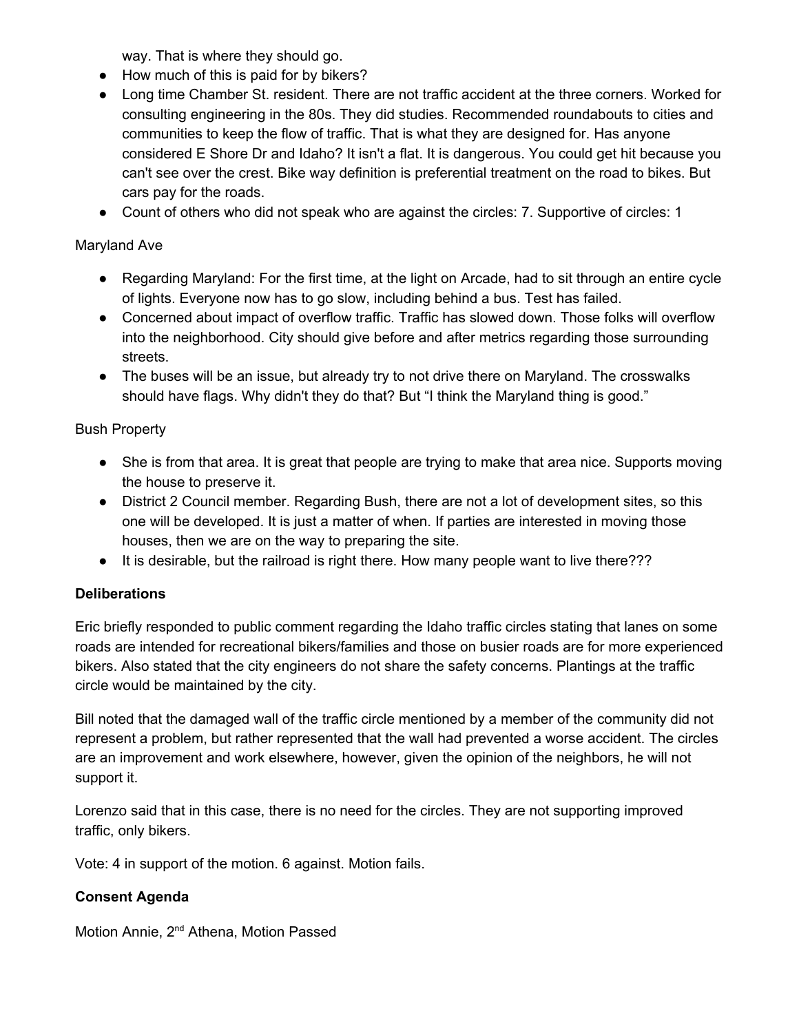way. That is where they should go.

- How much of this is paid for by bikers?
- Long time Chamber St. resident. There are not traffic accident at the three corners. Worked for consulting engineering in the 80s. They did studies. Recommended roundabouts to cities and communities to keep the flow of traffic. That is what they are designed for. Has anyone considered E Shore Dr and Idaho? It isn't a flat. It is dangerous. You could get hit because you can't see over the crest. Bike way definition is preferential treatment on the road to bikes. But cars pay for the roads.
- Count of others who did not speak who are against the circles: 7. Supportive of circles: 1

Maryland Ave

- Regarding Maryland: For the first time, at the light on Arcade, had to sit through an entire cycle of lights. Everyone now has to go slow, including behind a bus. Test has failed.
- Concerned about impact of overflow traffic. Traffic has slowed down. Those folks will overflow into the neighborhood. City should give before and after metrics regarding those surrounding streets.
- The buses will be an issue, but already try to not drive there on Maryland. The crosswalks should have flags. Why didn't they do that? But "I think the Maryland thing is good."

Bush Property

- She is from that area. It is great that people are trying to make that area nice. Supports moving the house to preserve it.
- District 2 Council member. Regarding Bush, there are not a lot of development sites, so this one will be developed. It is just a matter of when. If parties are interested in moving those houses, then we are on the way to preparing the site.
- It is desirable, but the railroad is right there. How many people want to live there???

**Deliberations**

Eric briefly responded to public comment regarding the Idaho traffic circles stating that lanes on some roads are intended for recreational bikers/families and those on busier roads are for more experienced bikers. Also stated that the city engineers do not share the safety concerns. Plantings at the traffic circle would be maintained by the city.

Bill noted that the damaged wall of the traffic circle mentioned by a member of the community did not represent a problem, but rather represented that the wall had prevented a worse accident. The circles are an improvement and work elsewhere, however, given the opinion of the neighbors, he will not support it.

Lorenzo said that in this case, there is no need for the circles. They are not supporting improved traffic, only bikers.

Vote: 4 in support of the motion. 6 against. Motion fails.

**Consent Agenda**

Motion Annie, 2nd Athena, Motion Passed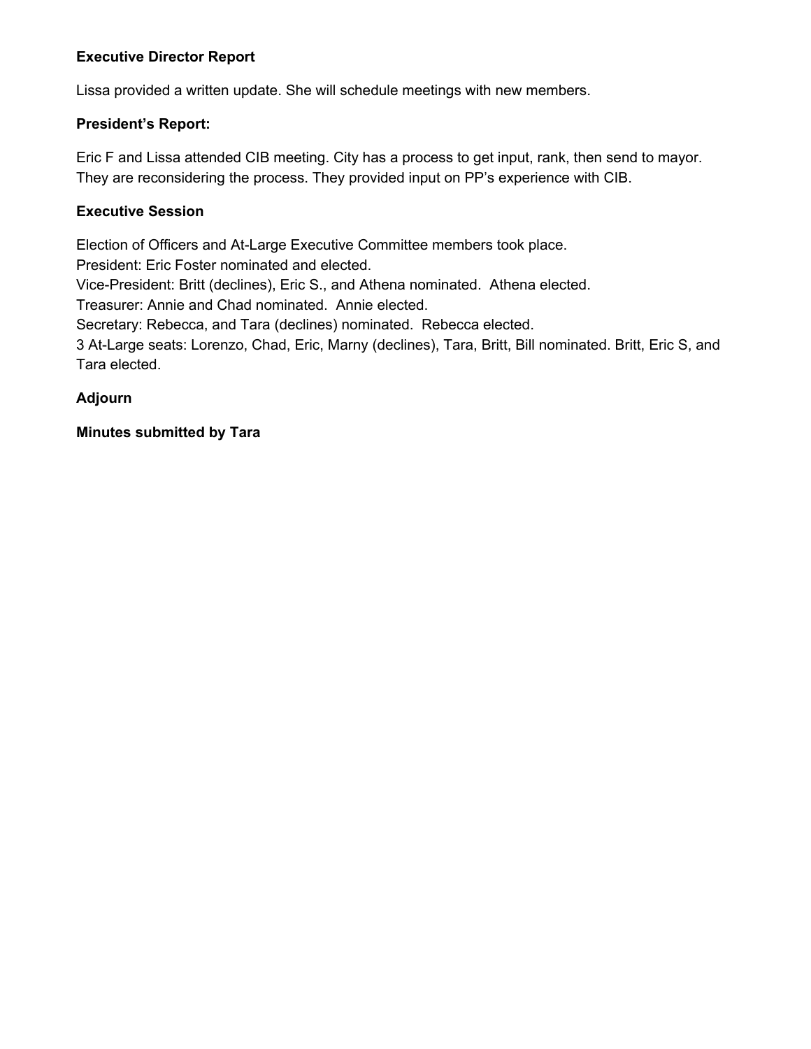**Executive Director Report**

Lissa provided a written update. She will schedule meetings with new members.

**President's Report:**

Eric F and Lissa attended CIB meeting. City has a process to get input, rank, then send to mayor. They are reconsidering the process. They provided input on PP's experience with CIB.

**Executive Session**

Election of Officers and At-Large Executive Committee members took place.
President: Eric Foster nominated and elected.
Vice-President: Britt (declines), Eric S., and Athena nominated. Athena elected.
Treasurer: Annie and Chad nominated. Annie elected.
Secretary: Rebecca, and Tara (declines) nominated. Rebecca elected.
3 At-Large seats: Lorenzo, Chad, Eric, Marny (declines), Tara, Britt, Bill nominated. Britt, Eric S, and Tara elected.

**Adjourn**

**Minutes submitted by Tara**